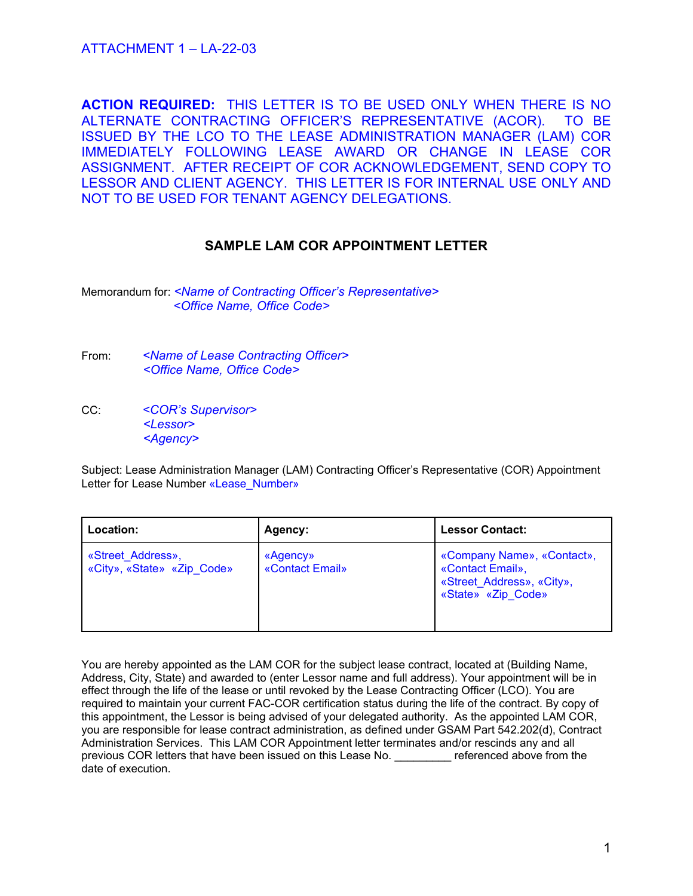ATTACHMENT 1 – LA-22-03

**ACTION REQUIRED:** THIS LETTER IS TO BE USED ONLY WHEN THERE IS NO ALTERNATE CONTRACTING OFFICER'S REPRESENTATIVE (ACOR). TO BE ISSUED BY THE LCO TO THE LEASE ADMINISTRATION MANAGER (LAM) COR IMMEDIATELY FOLLOWING LEASE AWARD OR CHANGE IN LEASE COR ASSIGNMENT. AFTER RECEIPT OF COR ACKNOWLEDGEMENT, SEND COPY TO LESSOR AND CLIENT AGENCY. THIS LETTER IS FOR INTERNAL USE ONLY AND NOT TO BE USED FOR TENANT AGENCY DELEGATIONS.

## SAMPLE LAM COR APPOINTMENT LETTER

Memorandum for: *<Name of Contracting Officer's Representative>*
*<Office Name, Office Code>*

From: *<Name of Lease Contracting Officer>*
*<Office Name, Office Code>*

CC: *<COR's Supervisor>*
*<Lessor>*
*<Agency>*

Subject: Lease Administration Manager (LAM) Contracting Officer's Representative (COR) Appointment Letter for Lease Number «Lease_Number»

| Location: | Agency: | Lessor Contact: |
|---|---|---|
| «Street_Address», «City», «State» «Zip_Code» | «Agency» «Contact Email» | «Company Name», «Contact», «Contact Email», «Street_Address», «City», «State» «Zip_Code» |

You are hereby appointed as the LAM COR for the subject lease contract, located at (Building Name, Address, City, State) and awarded to (enter Lessor name and full address). Your appointment will be in effect through the life of the lease or until revoked by the Lease Contracting Officer (LCO). You are required to maintain your current FAC-COR certification status during the life of the contract. By copy of this appointment, the Lessor is being advised of your delegated authority. As the appointed LAM COR, you are responsible for lease contract administration, as defined under GSAM Part 542.202(d), Contract Administration Services. This LAM COR Appointment letter terminates and/or rescinds any and all previous COR letters that have been issued on this Lease No. _________ referenced above from the date of execution.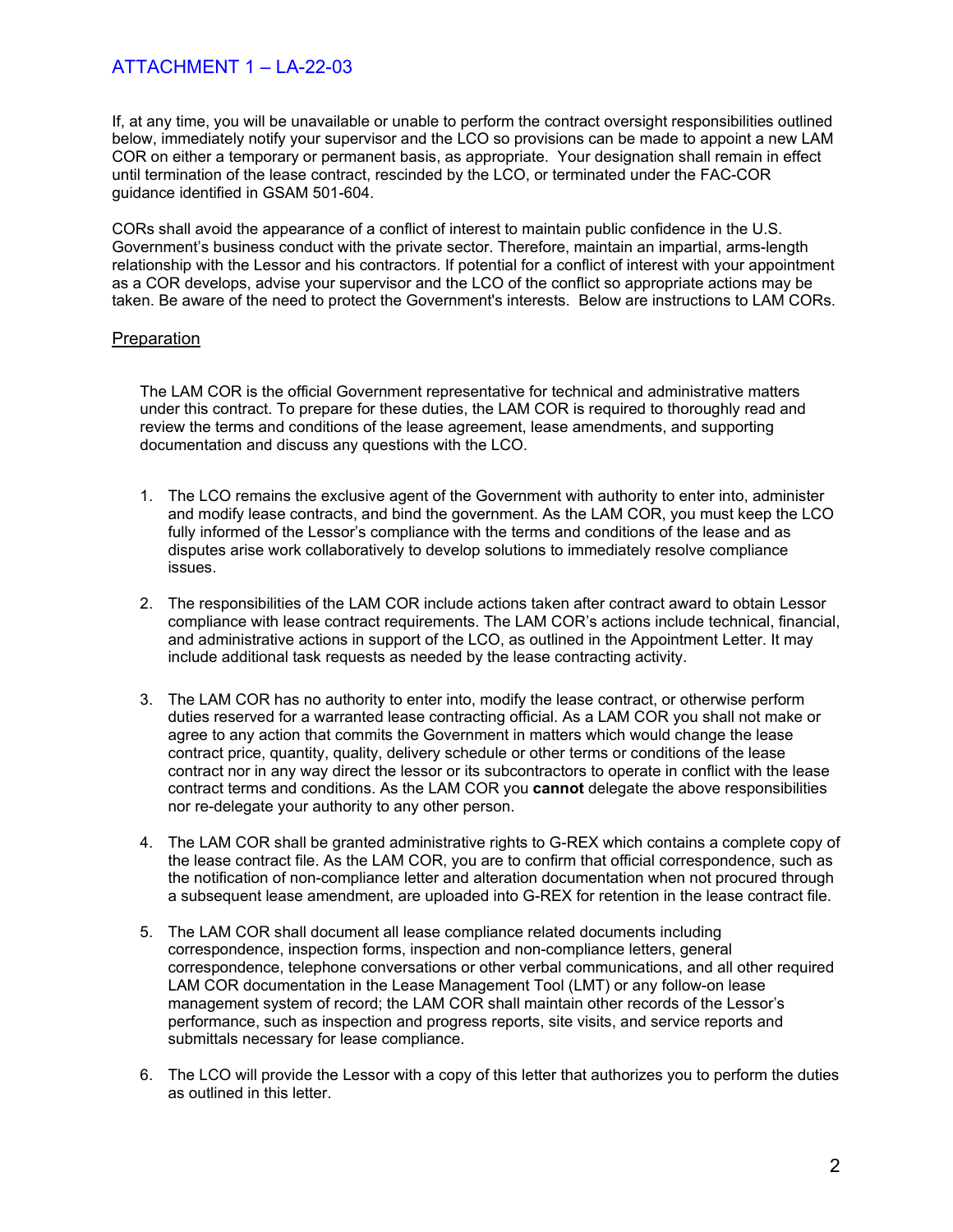# ATTACHMENT 1 – LA-22-03

If, at any time, you will be unavailable or unable to perform the contract oversight responsibilities outlined below, immediately notify your supervisor and the LCO so provisions can be made to appoint a new LAM COR on either a temporary or permanent basis, as appropriate. Your designation shall remain in effect until termination of the lease contract, rescinded by the LCO, or terminated under the FAC-COR guidance identified in GSAM 501-604.

CORs shall avoid the appearance of a conflict of interest to maintain public confidence in the U.S. Government's business conduct with the private sector. Therefore, maintain an impartial, arms-length relationship with the Lessor and his contractors. If potential for a conflict of interest with your appointment as a COR develops, advise your supervisor and the LCO of the conflict so appropriate actions may be taken. Be aware of the need to protect the Government's interests. Below are instructions to LAM CORs.

## Preparation

The LAM COR is the official Government representative for technical and administrative matters under this contract. To prepare for these duties, the LAM COR is required to thoroughly read and review the terms and conditions of the lease agreement, lease amendments, and supporting documentation and discuss any questions with the LCO.

1. The LCO remains the exclusive agent of the Government with authority to enter into, administer and modify lease contracts, and bind the government. As the LAM COR, you must keep the LCO fully informed of the Lessor's compliance with the terms and conditions of the lease and as disputes arise work collaboratively to develop solutions to immediately resolve compliance issues.

2. The responsibilities of the LAM COR include actions taken after contract award to obtain Lessor compliance with lease contract requirements. The LAM COR's actions include technical, financial, and administrative actions in support of the LCO, as outlined in the Appointment Letter. It may include additional task requests as needed by the lease contracting activity.

3. The LAM COR has no authority to enter into, modify the lease contract, or otherwise perform duties reserved for a warranted lease contracting official. As a LAM COR you shall not make or agree to any action that commits the Government in matters which would change the lease contract price, quantity, quality, delivery schedule or other terms or conditions of the lease contract nor in any way direct the lessor or its subcontractors to operate in conflict with the lease contract terms and conditions. As the LAM COR you **cannot** delegate the above responsibilities nor re-delegate your authority to any other person.

4. The LAM COR shall be granted administrative rights to G-REX which contains a complete copy of the lease contract file. As the LAM COR, you are to confirm that official correspondence, such as the notification of non-compliance letter and alteration documentation when not procured through a subsequent lease amendment, are uploaded into G-REX for retention in the lease contract file.

5. The LAM COR shall document all lease compliance related documents including correspondence, inspection forms, inspection and non-compliance letters, general correspondence, telephone conversations or other verbal communications, and all other required LAM COR documentation in the Lease Management Tool (LMT) or any follow-on lease management system of record; the LAM COR shall maintain other records of the Lessor's performance, such as inspection and progress reports, site visits, and service reports and submittals necessary for lease compliance.

6. The LCO will provide the Lessor with a copy of this letter that authorizes you to perform the duties as outlined in this letter.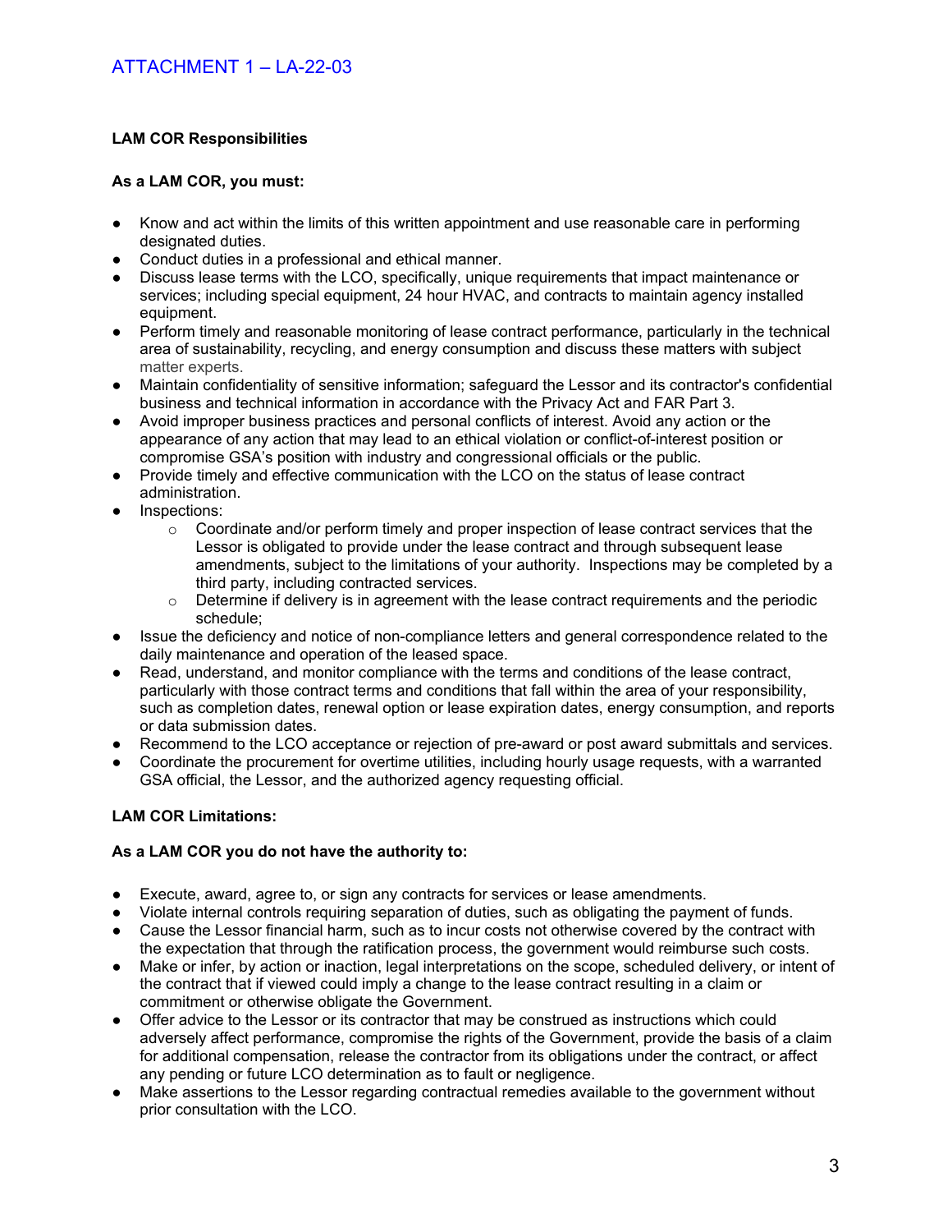ATTACHMENT 1 – LA-22-03

**LAM COR Responsibilities**

**As a LAM COR, you must:**

- Know and act within the limits of this written appointment and use reasonable care in performing designated duties.
- Conduct duties in a professional and ethical manner.
- Discuss lease terms with the LCO, specifically, unique requirements that impact maintenance or services; including special equipment, 24 hour HVAC, and contracts to maintain agency installed equipment.
- Perform timely and reasonable monitoring of lease contract performance, particularly in the technical area of sustainability, recycling, and energy consumption and discuss these matters with subject matter experts.
- Maintain confidentiality of sensitive information; safeguard the Lessor and its contractor's confidential business and technical information in accordance with the Privacy Act and FAR Part 3.
- Avoid improper business practices and personal conflicts of interest. Avoid any action or the appearance of any action that may lead to an ethical violation or conflict-of-interest position or compromise GSA's position with industry and congressional officials or the public.
- Provide timely and effective communication with the LCO on the status of lease contract administration.
- Inspections:
  - Coordinate and/or perform timely and proper inspection of lease contract services that the Lessor is obligated to provide under the lease contract and through subsequent lease amendments, subject to the limitations of your authority. Inspections may be completed by a third party, including contracted services.
  - Determine if delivery is in agreement with the lease contract requirements and the periodic schedule;
- Issue the deficiency and notice of non-compliance letters and general correspondence related to the daily maintenance and operation of the leased space.
- Read, understand, and monitor compliance with the terms and conditions of the lease contract, particularly with those contract terms and conditions that fall within the area of your responsibility, such as completion dates, renewal option or lease expiration dates, energy consumption, and reports or data submission dates.
- Recommend to the LCO acceptance or rejection of pre-award or post award submittals and services.
- Coordinate the procurement for overtime utilities, including hourly usage requests, with a warranted GSA official, the Lessor, and the authorized agency requesting official.

**LAM COR Limitations:**

**As a LAM COR you do not have the authority to:**

- Execute, award, agree to, or sign any contracts for services or lease amendments.
- Violate internal controls requiring separation of duties, such as obligating the payment of funds.
- Cause the Lessor financial harm, such as to incur costs not otherwise covered by the contract with the expectation that through the ratification process, the government would reimburse such costs.
- Make or infer, by action or inaction, legal interpretations on the scope, scheduled delivery, or intent of the contract that if viewed could imply a change to the lease contract resulting in a claim or commitment or otherwise obligate the Government.
- Offer advice to the Lessor or its contractor that may be construed as instructions which could adversely affect performance, compromise the rights of the Government, provide the basis of a claim for additional compensation, release the contractor from its obligations under the contract, or affect any pending or future LCO determination as to fault or negligence.
- Make assertions to the Lessor regarding contractual remedies available to the government without prior consultation with the LCO.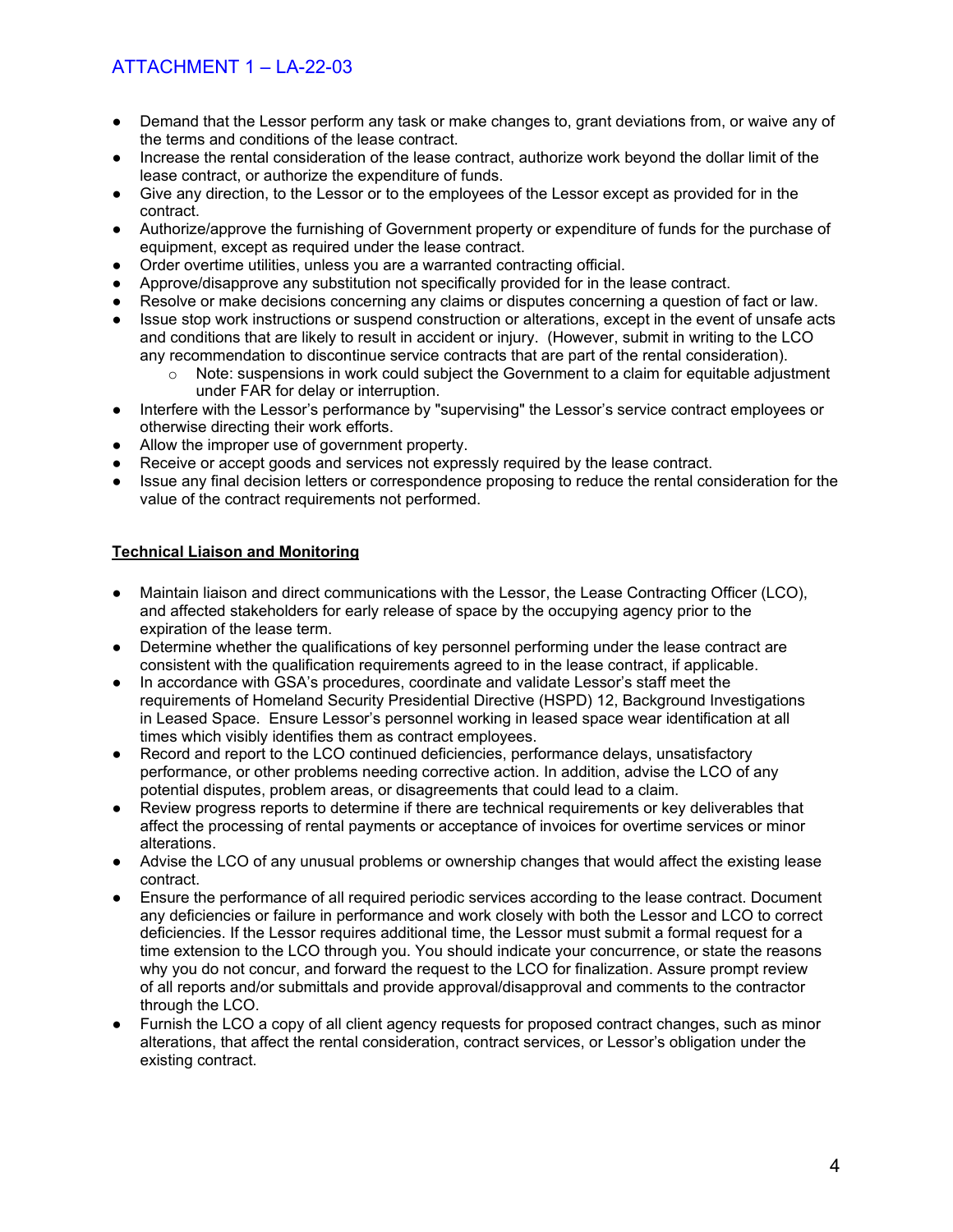- Demand that the Lessor perform any task or make changes to, grant deviations from, or waive any of the terms and conditions of the lease contract.
- Increase the rental consideration of the lease contract, authorize work beyond the dollar limit of the lease contract, or authorize the expenditure of funds.
- Give any direction, to the Lessor or to the employees of the Lessor except as provided for in the contract.
- Authorize/approve the furnishing of Government property or expenditure of funds for the purchase of equipment, except as required under the lease contract.
- Order overtime utilities, unless you are a warranted contracting official.
- Approve/disapprove any substitution not specifically provided for in the lease contract.
- Resolve or make decisions concerning any claims or disputes concerning a question of fact or law.
- Issue stop work instructions or suspend construction or alterations, except in the event of unsafe acts and conditions that are likely to result in accident or injury. (However, submit in writing to the LCO any recommendation to discontinue service contracts that are part of the rental consideration).
  - Note: suspensions in work could subject the Government to a claim for equitable adjustment under FAR for delay or interruption.
- Interfere with the Lessor's performance by "supervising" the Lessor's service contract employees or otherwise directing their work efforts.
- Allow the improper use of government property.
- Receive or accept goods and services not expressly required by the lease contract.
- Issue any final decision letters or correspondence proposing to reduce the rental consideration for the value of the contract requirements not performed.

**Technical Liaison and Monitoring**

- Maintain liaison and direct communications with the Lessor, the Lease Contracting Officer (LCO), and affected stakeholders for early release of space by the occupying agency prior to the expiration of the lease term.
- Determine whether the qualifications of key personnel performing under the lease contract are consistent with the qualification requirements agreed to in the lease contract, if applicable.
- In accordance with GSA's procedures, coordinate and validate Lessor's staff meet the requirements of Homeland Security Presidential Directive (HSPD) 12, Background Investigations in Leased Space. Ensure Lessor's personnel working in leased space wear identification at all times which visibly identifies them as contract employees.
- Record and report to the LCO continued deficiencies, performance delays, unsatisfactory performance, or other problems needing corrective action. In addition, advise the LCO of any potential disputes, problem areas, or disagreements that could lead to a claim.
- Review progress reports to determine if there are technical requirements or key deliverables that affect the processing of rental payments or acceptance of invoices for overtime services or minor alterations.
- Advise the LCO of any unusual problems or ownership changes that would affect the existing lease contract.
- Ensure the performance of all required periodic services according to the lease contract. Document any deficiencies or failure in performance and work closely with both the Lessor and LCO to correct deficiencies. If the Lessor requires additional time, the Lessor must submit a formal request for a time extension to the LCO through you. You should indicate your concurrence, or state the reasons why you do not concur, and forward the request to the LCO for finalization. Assure prompt review of all reports and/or submittals and provide approval/disapproval and comments to the contractor through the LCO.
- Furnish the LCO a copy of all client agency requests for proposed contract changes, such as minor alterations, that affect the rental consideration, contract services, or Lessor's obligation under the existing contract.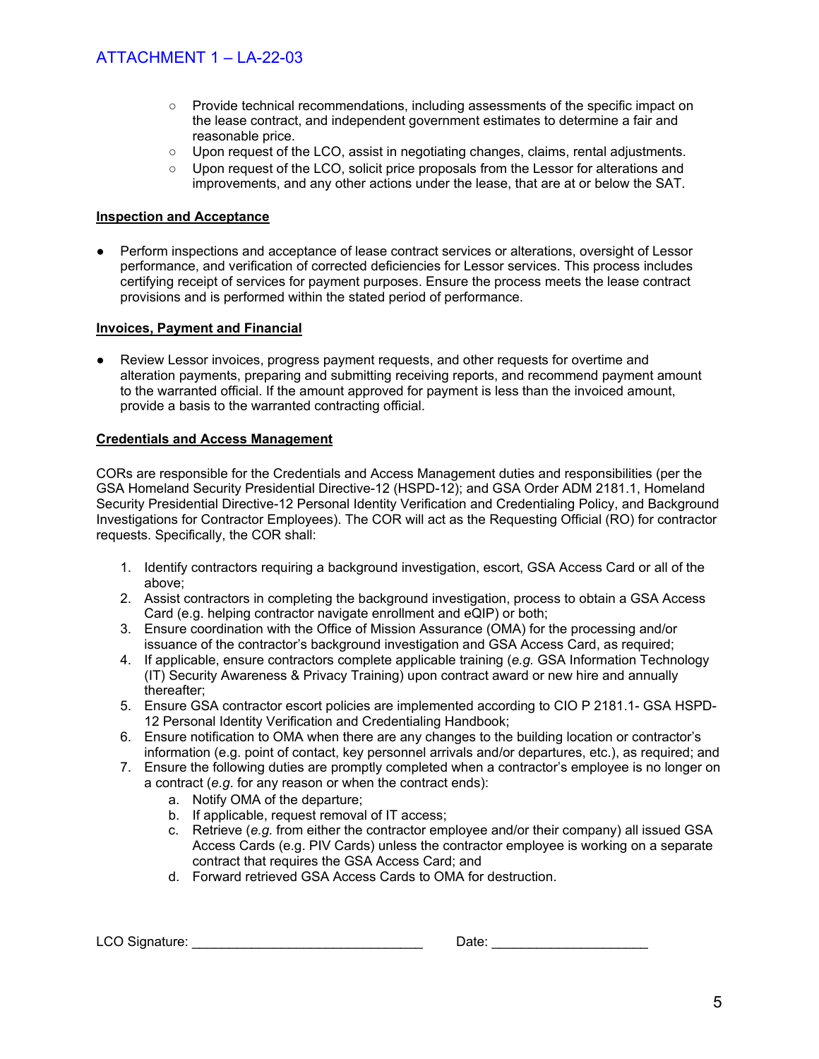- Provide technical recommendations, including assessments of the specific impact on the lease contract, and independent government estimates to determine a fair and reasonable price.
- Upon request of the LCO, assist in negotiating changes, claims, rental adjustments.
- Upon request of the LCO, solicit price proposals from the Lessor for alterations and improvements, and any other actions under the lease, that are at or below the SAT.

**Inspection and Acceptance**

- Perform inspections and acceptance of lease contract services or alterations, oversight of Lessor performance, and verification of corrected deficiencies for Lessor services. This process includes certifying receipt of services for payment purposes. Ensure the process meets the lease contract provisions and is performed within the stated period of performance.

**Invoices, Payment and Financial**

- Review Lessor invoices, progress payment requests, and other requests for overtime and alteration payments, preparing and submitting receiving reports, and recommend payment amount to the warranted official. If the amount approved for payment is less than the invoiced amount, provide a basis to the warranted contracting official.

**Credentials and Access Management**

CORs are responsible for the Credentials and Access Management duties and responsibilities (per the GSA Homeland Security Presidential Directive-12 (HSPD-12); and GSA Order ADM 2181.1, Homeland Security Presidential Directive-12 Personal Identity Verification and Credentialing Policy, and Background Investigations for Contractor Employees). The COR will act as the Requesting Official (RO) for contractor requests. Specifically, the COR shall:

1. Identify contractors requiring a background investigation, escort, GSA Access Card or all of the above;
2. Assist contractors in completing the background investigation, process to obtain a GSA Access Card (e.g. helping contractor navigate enrollment and eQIP) or both;
3. Ensure coordination with the Office of Mission Assurance (OMA) for the processing and/or issuance of the contractor's background investigation and GSA Access Card, as required;
4. If applicable, ensure contractors complete applicable training (*e.g.* GSA Information Technology (IT) Security Awareness & Privacy Training) upon contract award or new hire and annually thereafter;
5. Ensure GSA contractor escort policies are implemented according to CIO P 2181.1- GSA HSPD-12 Personal Identity Verification and Credentialing Handbook;
6. Ensure notification to OMA when there are any changes to the building location or contractor's information (e.g. point of contact, key personnel arrivals and/or departures, etc.), as required; and
7. Ensure the following duties are promptly completed when a contractor's employee is no longer on a contract (*e.g.* for any reason or when the contract ends):
   a. Notify OMA of the departure;
   b. If applicable, request removal of IT access;
   c. Retrieve (*e.g.* from either the contractor employee and/or their company) all issued GSA Access Cards (e.g. PIV Cards) unless the contractor employee is working on a separate contract that requires the GSA Access Card; and
   d. Forward retrieved GSA Access Cards to OMA for destruction.

LCO Signature: ______________________________ Date: ____________________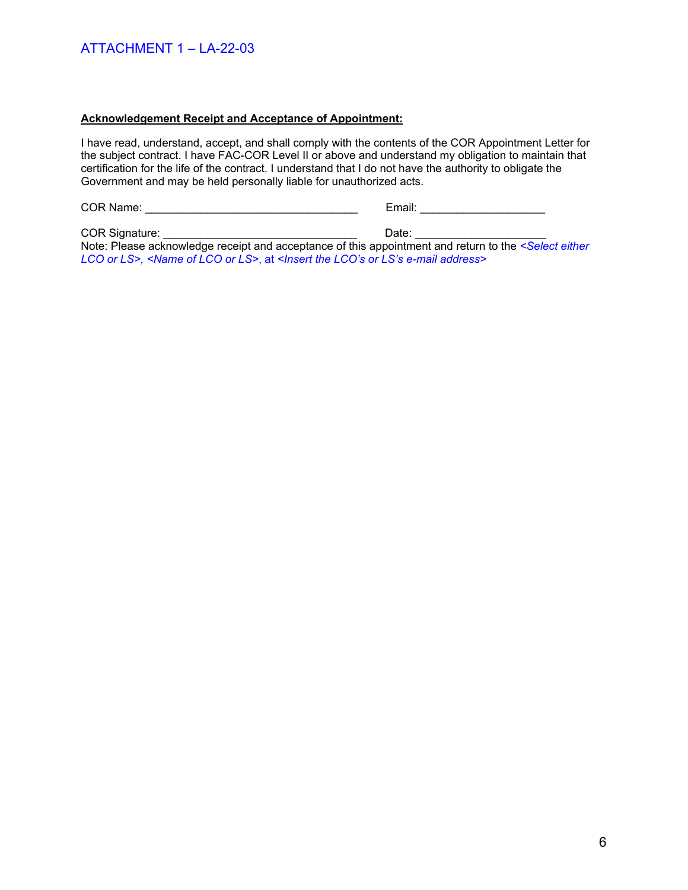ATTACHMENT 1 – LA-22-03

**Acknowledgement Receipt and Acceptance of Appointment:**

I have read, understand, accept, and shall comply with the contents of the COR Appointment Letter for the subject contract. I have FAC-COR Level II or above and understand my obligation to maintain that certification for the life of the contract. I understand that I do not have the authority to obligate the Government and may be held personally liable for unauthorized acts.

COR Name: __________________________________ Email: ____________________

COR Signature: _______________________________ Date: _____________________

Note: Please acknowledge receipt and acceptance of this appointment and return to the *<Select either LCO or LS>, <Name of LCO or LS>*, at *<Insert the LCO's or LS's e-mail address>*